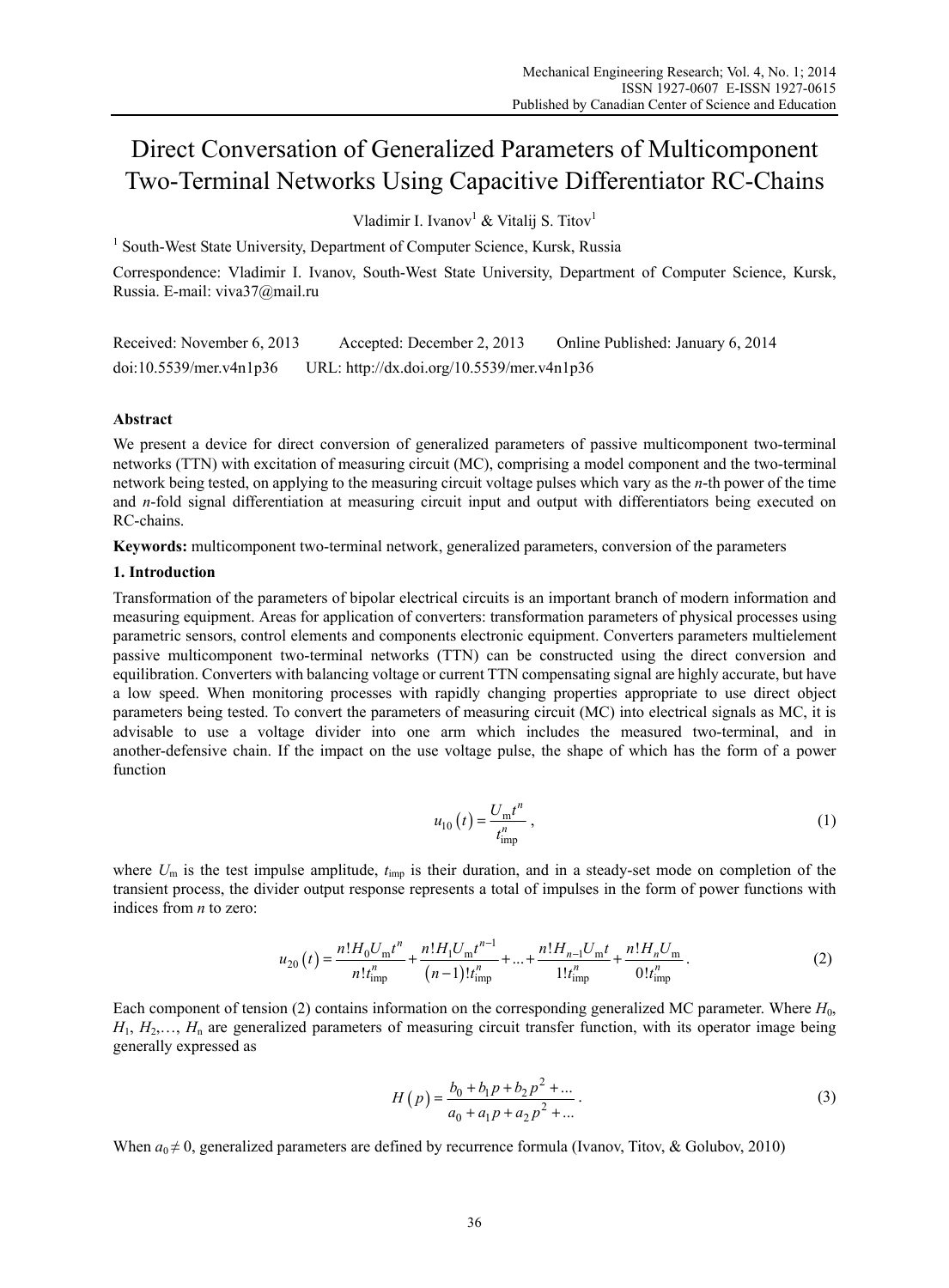# Direct Conversation of Generalized Parameters of Multicomponent Two-Terminal Networks Using Capacitive Differentiator RC-Chains

Vladimir I. Ivanov[1] & Vitalij S. Titov[1]

[1] South-West State University, Department of Computer Science, Kursk, Russia

Correspondence: Vladimir I. Ivanov, South-West State University, Department of Computer Science, Kursk, Russia. E-mail: viva37@mail.ru

Received: November 6, 2013 Accepted: December 2, 2013 Online Published: January 6, 2014

doi:10.5539/mer.v4n1p36 URL: http://dx.doi.org/10.5539/mer.v4n1p36

## Abstract

We present a device for direct conversion of generalized parameters of passive multicomponent two-terminal networks (TTN) with excitation of measuring circuit (MC), comprising a model component and the two-terminal network being tested, on applying to the measuring circuit voltage pulses which vary as the *n*-th power of the time and *n*-fold signal differentiation at measuring circuit input and output with differentiators being executed on RC-chains.

**Keywords:** multicomponent two-terminal network, generalized parameters, conversion of the parameters

## 1. Introduction

Transformation of the parameters of bipolar electrical circuits is an important branch of modern information and measuring equipment. Areas for application of converters: transformation parameters of physical processes using parametric sensors, control elements and components electronic equipment. Converters parameters multielement passive multicomponent two-terminal networks (TTN) can be constructed using the direct conversion and equilibration. Converters with balancing voltage or current TTN compensating signal are highly accurate, but have a low speed. When monitoring processes with rapidly changing properties appropriate to use direct object parameters being tested. To convert the parameters of measuring circuit (MC) into electrical signals as MC, it is advisable to use a voltage divider into one arm which includes the measured two-terminal, and in another-defensive chain. If the impact on the use voltage pulse, the shape of which has the form of a power function

$$u_{10}(t) = \frac{U_m t^n}{t_{imp}^n}, \tag{1}$$

where $U_m$ is the test impulse amplitude, $t_{imp}$ is their duration, and in a steady-set mode on completion of the transient process, the divider output response represents a total of impulses in the form of power functions with indices from *n* to zero:

$$u_{20}(t) = \frac{n!H_0 U_m t^n}{n!t_{imp}^n} + \frac{n!H_1 U_m t^{n-1}}{(n-1)!t_{imp}^n} + ... + \frac{n!H_{n-1}U_m t}{1!t_{imp}^n} + \frac{n!H_n U_m}{0!t_{imp}^n}. \tag{2}$$

Each component of tension (2) contains information on the corresponding generalized MC parameter. Where $H_0$, $H_1$, $H_2$,…, $H_n$ are generalized parameters of measuring circuit transfer function, with its operator image being generally expressed as

$$H(p) = \frac{b_0 + b_1 p + b_2 p^2 + ...}{a_0 + a_1 p + a_2 p^2 + ...}. \tag{3}$$

When $a_0 \neq 0$, generalized parameters are defined by recurrence formula (Ivanov, Titov, & Golubov, 2010)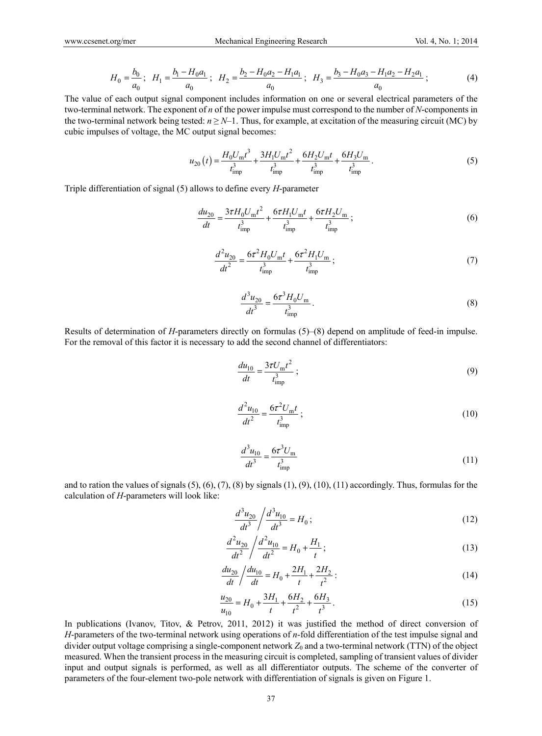$$H_0 = \frac{b_0}{a_0};\quad H_1 = \frac{b_1 - H_0 a_1}{a_0};\quad H_2 = \frac{b_2 - H_0 a_2 - H_1 a_1}{a_0};\quad H_3 = \frac{b_3 - H_0 a_3 - H_1 a_2 - H_2 a_1}{a_0};\tag{4}$$

The value of each output signal component includes information on one or several electrical parameters of the two-terminal network. The exponent of $n$ of the power impulse must correspond to the number of $N$-components in the two-terminal network being tested: $n \geq N–1$. Thus, for example, at excitation of the measuring circuit (MC) by cubic impulses of voltage, the MC output signal becomes:

$$u_{20}(t) = \frac{H_0 U_{\mathrm{m}} t^3}{t_{\mathrm{imp}}^3} + \frac{3 H_1 U_{\mathrm{m}} t^2}{t_{\mathrm{imp}}^3} + \frac{6 H_2 U_{\mathrm{m}} t}{t_{\mathrm{imp}}^3} + \frac{6 H_3 U_{\mathrm{m}}}{t_{\mathrm{imp}}^3}.\tag{5}$$

Triple differentiation of signal (5) allows to define every $H$-parameter

$$\frac{du_{20}}{dt} = \frac{3\tau H_0 U_{\mathrm{m}} t^2}{t_{\mathrm{imp}}^3} + \frac{6\tau H_1 U_{\mathrm{m}} t}{t_{\mathrm{imp}}^3} + \frac{6\tau H_2 U_{\mathrm{m}}}{t_{\mathrm{imp}}^3};\tag{6}$$

$$\frac{d^2 u_{20}}{dt^2} = \frac{6\tau^2 H_0 U_{\mathrm{m}} t}{t_{\mathrm{imp}}^3} + \frac{6\tau^2 H_1 U_{\mathrm{m}}}{t_{\mathrm{imp}}^3};\tag{7}$$

$$\frac{d^3 u_{20}}{dt^3} = \frac{6\tau^3 H_0 U_{\mathrm{m}}}{t_{\mathrm{imp}}^3}.\tag{8}$$

Results of determination of $H$-parameters directly on formulas (5)–(8) depend on amplitude of feed-in impulse. For the removal of this factor it is necessary to add the second channel of differentiators:

$$\frac{du_{10}}{dt} = \frac{3\tau U_{\mathrm{m}} t^2}{t_{\mathrm{imp}}^3};\tag{9}$$

$$\frac{d^2 u_{10}}{dt^2} = \frac{6\tau^2 U_{\mathrm{m}} t}{t_{\mathrm{imp}}^3};\tag{10}$$

$$\frac{d^3 u_{10}}{dt^3} = \frac{6\tau^3 U_{\mathrm{m}}}{t_{\mathrm{imp}}^3}\tag{11}$$

and to ration the values of signals (5), (6), (7), (8) by signals (1), (9), (10), (11) accordingly. Thus, formulas for the calculation of $H$-parameters will look like:

$$\frac{d^3 u_{20}}{dt^3} \Bigg/ \frac{d^3 u_{10}}{dt^3} = H_0;\tag{12}$$

$$\frac{d^2 u_{20}}{dt^2} \Bigg/ \frac{d^2 u_{10}}{dt^2} = H_0 + \frac{H_1}{t};\tag{13}$$

$$\frac{du_{20}}{dt} \Bigg/ \frac{du_{10}}{dt} = H_0 + \frac{2H_1}{t} + \frac{2H_2}{t^2}:\tag{14}$$

$$\frac{u_{20}}{u_{10}} = H_0 + \frac{3H_1}{t} + \frac{6H_2}{t^2} + \frac{6H_3}{t^3}.\tag{15}$$

In publications (Ivanov, Titov, & Petrov, 2011, 2012) it was justified the method of direct conversion of $H$-parameters of the two-terminal network using operations of $n$-fold differentiation of the test impulse signal and divider output voltage comprising a single-component network $Z_0$ and a two-terminal network (TTN) of the object measured. When the transient process in the measuring circuit is completed, sampling of transient values of divider input and output signals is performed, as well as all differentiator outputs. The scheme of the converter of parameters of the four-element two-pole network with differentiation of signals is given on Figure 1.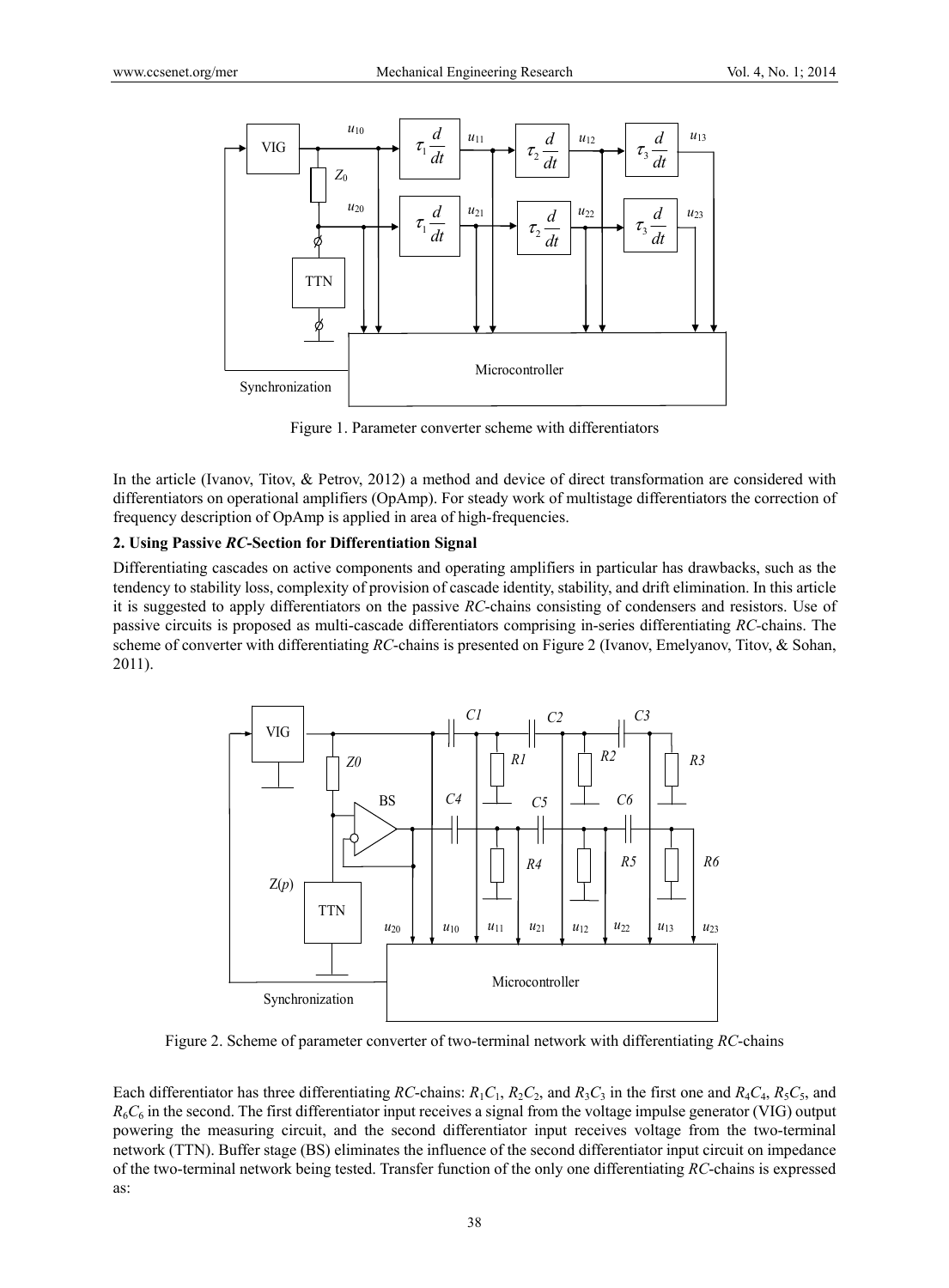Figure 1. Parameter converter scheme with differentiators

In the article (Ivanov, Titov, & Petrov, 2012) a method and device of direct transformation are considered with differentiators on operational amplifiers (OpAmp). For steady work of multistage differentiators the correction of frequency description of OpAmp is applied in area of high-frequencies.

## 2. Using Passive *RC*-Section for Differentiation Signal

Differentiating cascades on active components and operating amplifiers in particular has drawbacks, such as the tendency to stability loss, complexity of provision of cascade identity, stability, and drift elimination. In this article it is suggested to apply differentiators on the passive *RC*-chains consisting of condensers and resistors. Use of passive circuits is proposed as multi-cascade differentiators comprising in-series differentiating *RC*-chains. The scheme of converter with differentiating *RC*-chains is presented on Figure 2 (Ivanov, Emelyanov, Titov, & Sohan, 2011).

Figure 2. Scheme of parameter converter of two-terminal network with differentiating *RC*-chains

Each differentiator has three differentiating *RC*-chains: $R_1C_1$, $R_2C_2$, and $R_3C_3$ in the first one and $R_4C_4$, $R_5C_5$, and $R_6C_6$ in the second. The first differentiator input receives a signal from the voltage impulse generator (VIG) output powering the measuring circuit, and the second differentiator input receives voltage from the two-terminal network (TTN). Buffer stage (BS) eliminates the influence of the second differentiator input circuit on impedance of the two-terminal network being tested. Transfer function of the only one differentiating *RC*-chains is expressed as: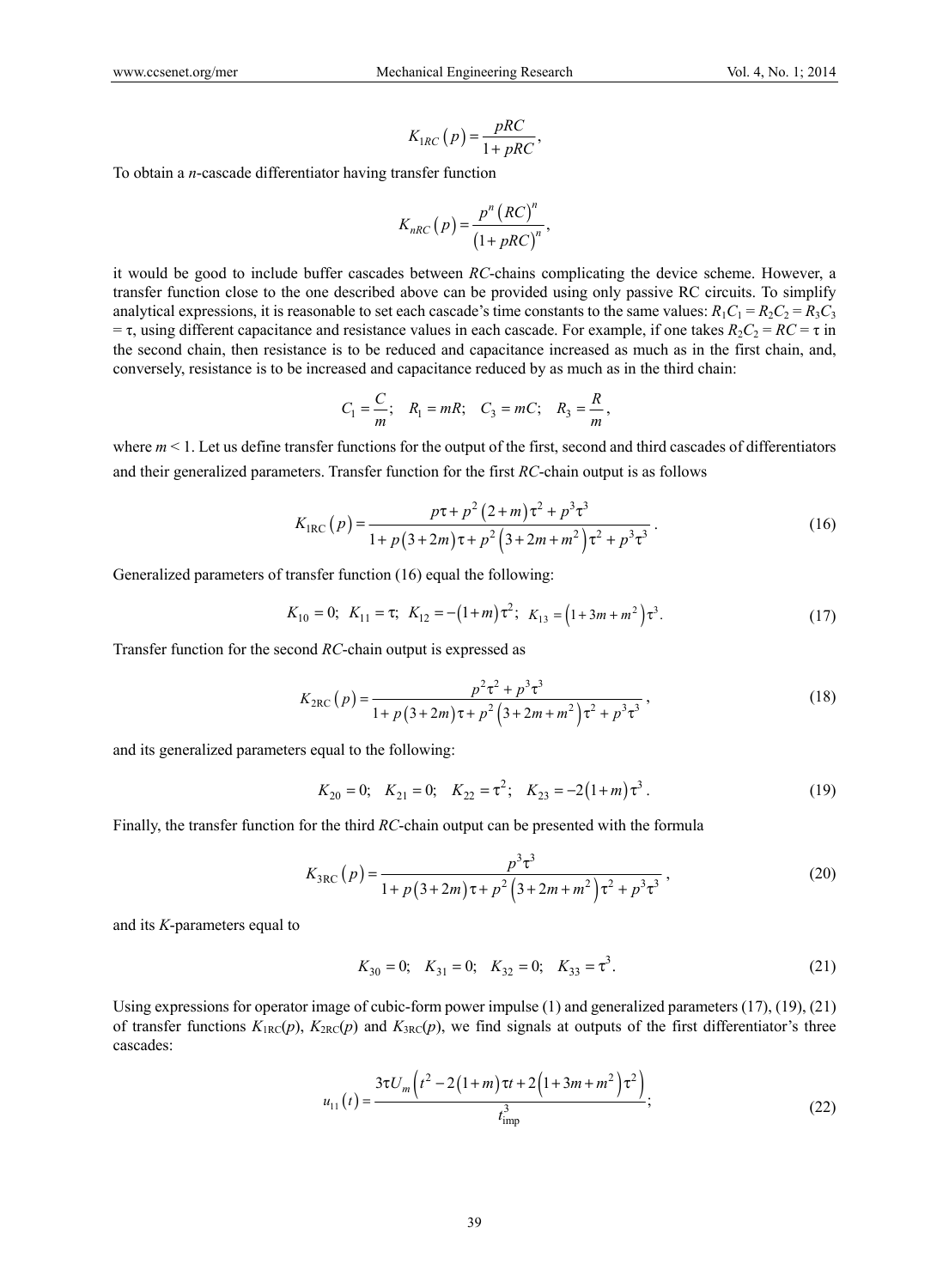$$K_{1RC}(p) = \frac{pRC}{1 + pRC},$$

To obtain a *n*-cascade differentiator having transfer function

$$K_{nRC}(p) = \frac{p^n (RC)^n}{(1 + pRC)^n},$$

it would be good to include buffer cascades between *RC*-chains complicating the device scheme. However, a transfer function close to the one described above can be provided using only passive RC circuits. To simplify analytical expressions, it is reasonable to set each cascade's time constants to the same values: $R_1C_1 = R_2C_2 = R_3C_3 = \tau$, using different capacitance and resistance values in each cascade. For example, if one takes $R_2C_2 = RC = \tau$ in the second chain, then resistance is to be reduced and capacitance increased as much as in the first chain, and, conversely, resistance is to be increased and capacitance reduced by as much as in the third chain:

$$C_1 = \frac{C}{m}; \quad R_1 = mR; \quad C_3 = mC; \quad R_3 = \frac{R}{m},$$

where $m < 1$. Let us define transfer functions for the output of the first, second and third cascades of differentiators and their generalized parameters. Transfer function for the first *RC*-chain output is as follows

$$K_{1\mathrm{RC}}(p) = \frac{p\tau + p^2(2+m)\tau^2 + p^3\tau^3}{1 + p(3+2m)\tau + p^2\left(3 + 2m + m^2\right)\tau^2 + p^3\tau^3}. \tag{16}$$

Generalized parameters of transfer function (16) equal the following:

$$K_{10} = 0; \; K_{11} = \tau; \; K_{12} = -(1+m)\tau^2; \; K_{13} = \left(1 + 3m + m^2\right)\tau^3. \tag{17}$$

Transfer function for the second *RC*-chain output is expressed as

$$K_{2\mathrm{RC}}(p) = \frac{p^2\tau^2 + p^3\tau^3}{1 + p(3+2m)\tau + p^2\left(3 + 2m + m^2\right)\tau^2 + p^3\tau^3}, \tag{18}$$

and its generalized parameters equal to the following:

$$K_{20} = 0; \quad K_{21} = 0; \quad K_{22} = \tau^2; \quad K_{23} = -2(1+m)\tau^3. \tag{19}$$

Finally, the transfer function for the third *RC*-chain output can be presented with the formula

$$K_{3\mathrm{RC}}(p) = \frac{p^3\tau^3}{1 + p(3+2m)\tau + p^2\left(3 + 2m + m^2\right)\tau^2 + p^3\tau^3}, \tag{20}$$

and its *K*-parameters equal to

$$K_{30} = 0; \quad K_{31} = 0; \quad K_{32} = 0; \quad K_{33} = \tau^3. \tag{21}$$

Using expressions for operator image of cubic-form power impulse (1) and generalized parameters (17), (19), (21) of transfer functions $K_{1\mathrm{RC}}(p)$, $K_{2\mathrm{RC}}(p)$ and $K_{3\mathrm{RC}}(p)$, we find signals at outputs of the first differentiator's three cascades:

$$u_{11}(t) = \frac{3\tau U_m\left(t^2 - 2(1+m)\tau t + 2\left(1 + 3m + m^2\right)\tau^2\right)}{t_{\mathrm{imp}}^3}; \tag{22}$$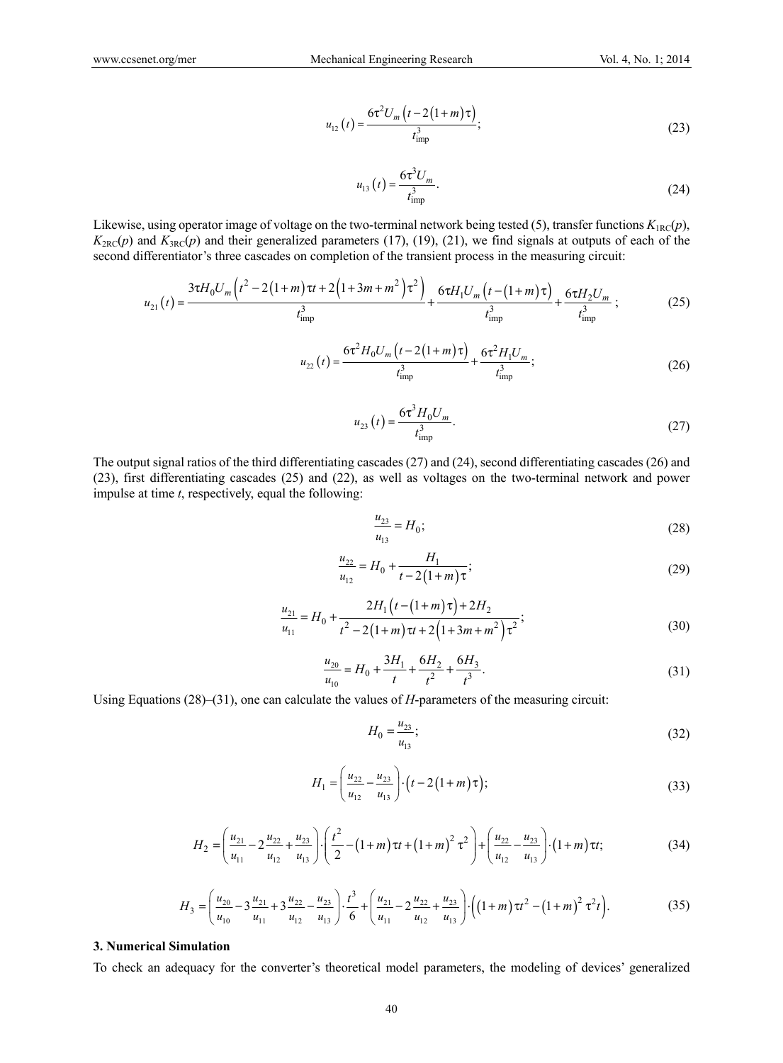$$u_{12}(t) = \frac{6\tau^2 U_m \left(t - 2(1+m)\tau\right)}{t_{\text{imp}}^3}; \tag{23}$$

$$u_{13}(t) = \frac{6\tau^3 U_m}{t_{\text{imp}}^3}. \tag{24}$$

Likewise, using operator image of voltage on the two-terminal network being tested (5), transfer functions $K_{1\text{RC}}(p)$, $K_{2\text{RC}}(p)$ and $K_{3\text{RC}}(p)$ and their generalized parameters (17), (19), (21), we find signals at outputs of each of the second differentiator's three cascades on completion of the transient process in the measuring circuit:

$$u_{21}(t) = \frac{3\tau H_0 U_m \left(t^2 - 2(1+m)\tau t + 2\left(1+3m+m^2\right)\tau^2\right)}{t_{\text{imp}}^3} + \frac{6\tau H_1 U_m \left(t - (1+m)\tau\right)}{t_{\text{imp}}^3} + \frac{6\tau H_2 U_m}{t_{\text{imp}}^3}; \tag{25}$$

$$u_{22}(t) = \frac{6\tau^2 H_0 U_m \left(t - 2(1+m)\tau\right)}{t_{\text{imp}}^3} + \frac{6\tau^2 H_1 U_m}{t_{\text{imp}}^3}; \tag{26}$$

$$u_{23}(t) = \frac{6\tau^3 H_0 U_m}{t_{\text{imp}}^3}. \tag{27}$$

The output signal ratios of the third differentiating cascades (27) and (24), second differentiating cascades (26) and (23), first differentiating cascades (25) and (22), as well as voltages on the two-terminal network and power impulse at time $t$, respectively, equal the following:

$$\frac{u_{23}}{u_{13}} = H_0; \tag{28}$$

$$\frac{u_{22}}{u_{12}} = H_0 + \frac{H_1}{t - 2(1+m)\tau}; \tag{29}$$

$$\frac{u_{21}}{u_{11}} = H_0 + \frac{2H_1\left(t - (1+m)\tau\right) + 2H_2}{t^2 - 2(1+m)\tau t + 2\left(1+3m+m^2\right)\tau^2}; \tag{30}$$

$$\frac{u_{20}}{u_{10}} = H_0 + \frac{3H_1}{t} + \frac{6H_2}{t^2} + \frac{6H_3}{t^3}. \tag{31}$$

Using Equations (28)–(31), one can calculate the values of $H$-parameters of the measuring circuit:

$$H_0 = \frac{u_{23}}{u_{13}}; \tag{32}$$

$$H_1 = \left(\frac{u_{22}}{u_{12}} - \frac{u_{23}}{u_{13}}\right) \cdot \left(t - 2(1+m)\tau\right); \tag{33}$$

$$H_2 = \left(\frac{u_{21}}{u_{11}} - 2\frac{u_{22}}{u_{12}} + \frac{u_{23}}{u_{13}}\right) \cdot \left(\frac{t^2}{2} - (1+m)\tau t + (1+m)^2\tau^2\right) + \left(\frac{u_{22}}{u_{12}} - \frac{u_{23}}{u_{13}}\right) \cdot (1+m)\tau t; \tag{34}$$

$$H_3 = \left(\frac{u_{20}}{u_{10}} - 3\frac{u_{21}}{u_{11}} + 3\frac{u_{22}}{u_{12}} - \frac{u_{23}}{u_{13}}\right) \cdot \frac{t^3}{6} + \left(\frac{u_{21}}{u_{11}} - 2\frac{u_{22}}{u_{12}} + \frac{u_{23}}{u_{13}}\right) \cdot \left((1+m)\tau t^2 - (1+m)^2\tau^2 t\right). \tag{35}$$

## 3. Numerical Simulation

To check an adequacy for the converter's theoretical model parameters, the modeling of devices' generalized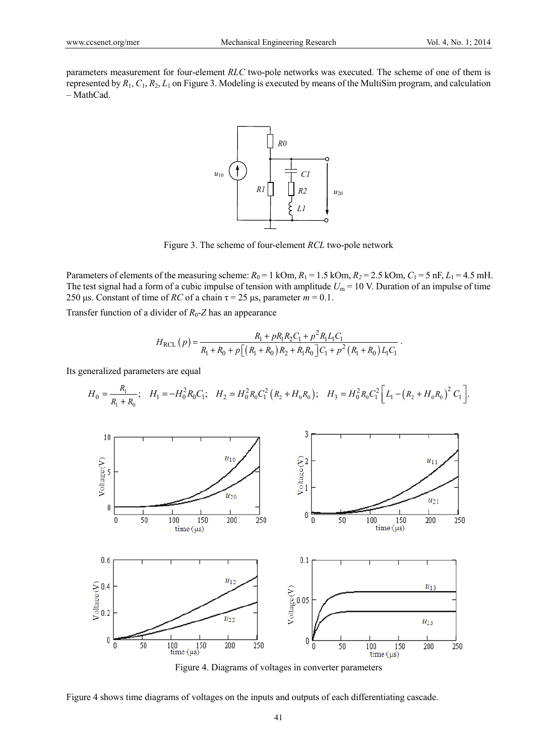parameters measurement for four-element *RLC* two-pole networks was executed. The scheme of one of them is represented by $R_1$, $C_1$, $R_2$, $L_1$ on Figure 3. Modeling is executed by means of the MultiSim program, and calculation – MathCad.

Figure 3. The scheme of four-element *RCL* two-pole network

Parameters of elements of the measuring scheme: $R_0$ = 1 kOm, $R_1$ = 1.5 kOm, $R_2$ = 2.5 kOm, $C_1$ = 5 nF, $L_1$ = 4.5 mH. The test signal had a form of a cubic impulse of tension with amplitude $U_m$ = 10 V. Duration of an impulse of time 250 µs. Constant of time of *RC* of a chain τ = 25 µs, parameter *m* = 0.1.

Transfer function of a divider of $R_0$-*Z* has an appearance

$$H_{\text{RCL}}(p) = \frac{R_1 + pR_1R_2C_1 + p^2R_1L_1C_1}{R_1 + R_0 + p\left[(R_1 + R_0)R_2 + R_1R_0\right]C_1 + p^2(R_1 + R_0)L_1C_1}.$$

Its generalized parameters are equal

$$H_0 = \frac{R_1}{R_1 + R_0}; \quad H_1 = -H_0^2R_0C_1; \quad H_2 = H_0^2R_0C_1^2(R_2 + H_0R_0); \quad H_3 = H_0^2R_0C_1^2\left[L_1 - (R_2 + H_0R_0)^2C_1\right].$$

Figure 4. Diagrams of voltages in converter parameters

Figure 4 shows time diagrams of voltages on the inputs and outputs of each differentiating cascade.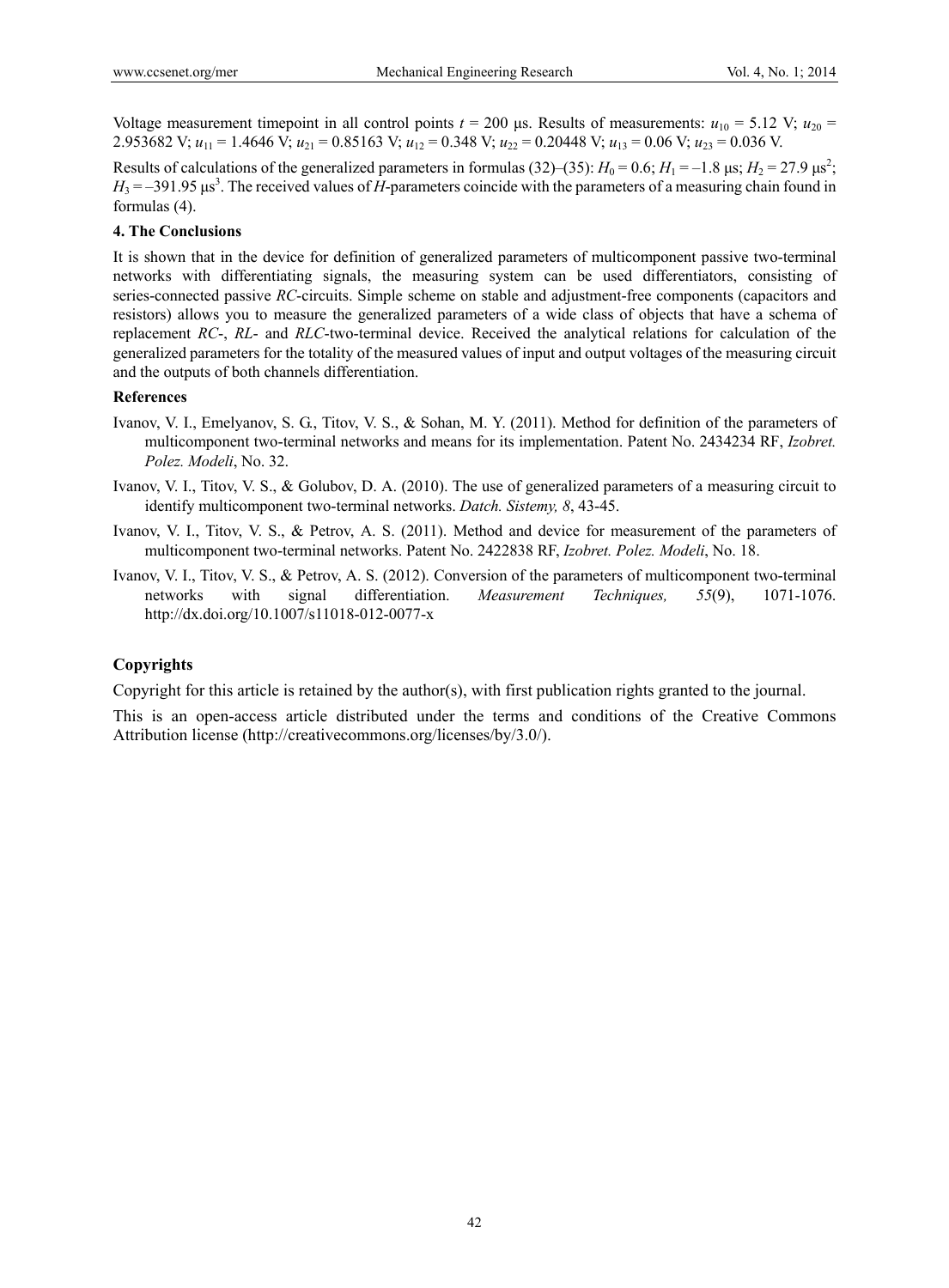Voltage measurement timepoint in all control points $t$ = 200 μs. Results of measurements: $u_{10}$ = 5.12 V; $u_{20}$ = 2.953682 V; $u_{11}$ = 1.4646 V; $u_{21}$ = 0.85163 V; $u_{12}$ = 0.348 V; $u_{22}$ = 0.20448 V; $u_{13}$ = 0.06 V; $u_{23}$ = 0.036 V.

Results of calculations of the generalized parameters in formulas (32)–(35): $H_0$ = 0.6; $H_1$ = –1.8 μs; $H_2$ = 27.9 μs$^2$; $H_3$ = –391.95 μs$^3$. The received values of $H$-parameters coincide with the parameters of a measuring chain found in formulas (4).

## 4. The Conclusions

It is shown that in the device for definition of generalized parameters of multicomponent passive two-terminal networks with differentiating signals, the measuring system can be used differentiators, consisting of series-connected passive *RC*-circuits. Simple scheme on stable and adjustment-free components (capacitors and resistors) allows you to measure the generalized parameters of a wide class of objects that have a schema of replacement *RC*-, *RL*- and *RLC*-two-terminal device. Received the analytical relations for calculation of the generalized parameters for the totality of the measured values of input and output voltages of the measuring circuit and the outputs of both channels differentiation.

## References

Ivanov, V. I., Emelyanov, S. G., Titov, V. S., & Sohan, M. Y. (2011). Method for definition of the parameters of multicomponent two-terminal networks and means for its implementation. Patent No. 2434234 RF, *Izobret. Polez. Modeli*, No. 32.

Ivanov, V. I., Titov, V. S., & Golubov, D. A. (2010). The use of generalized parameters of a measuring circuit to identify multicomponent two-terminal networks. *Datch. Sistemy, 8*, 43-45.

Ivanov, V. I., Titov, V. S., & Petrov, A. S. (2011). Method and device for measurement of the parameters of multicomponent two-terminal networks. Patent No. 2422838 RF, *Izobret. Polez. Modeli*, No. 18.

Ivanov, V. I., Titov, V. S., & Petrov, A. S. (2012). Conversion of the parameters of multicomponent two-terminal networks with signal differentiation. *Measurement Techniques, 55*(9), 1071-1076. http://dx.doi.org/10.1007/s11018-012-0077-x

## Copyrights

Copyright for this article is retained by the author(s), with first publication rights granted to the journal.

This is an open-access article distributed under the terms and conditions of the Creative Commons Attribution license (http://creativecommons.org/licenses/by/3.0/).